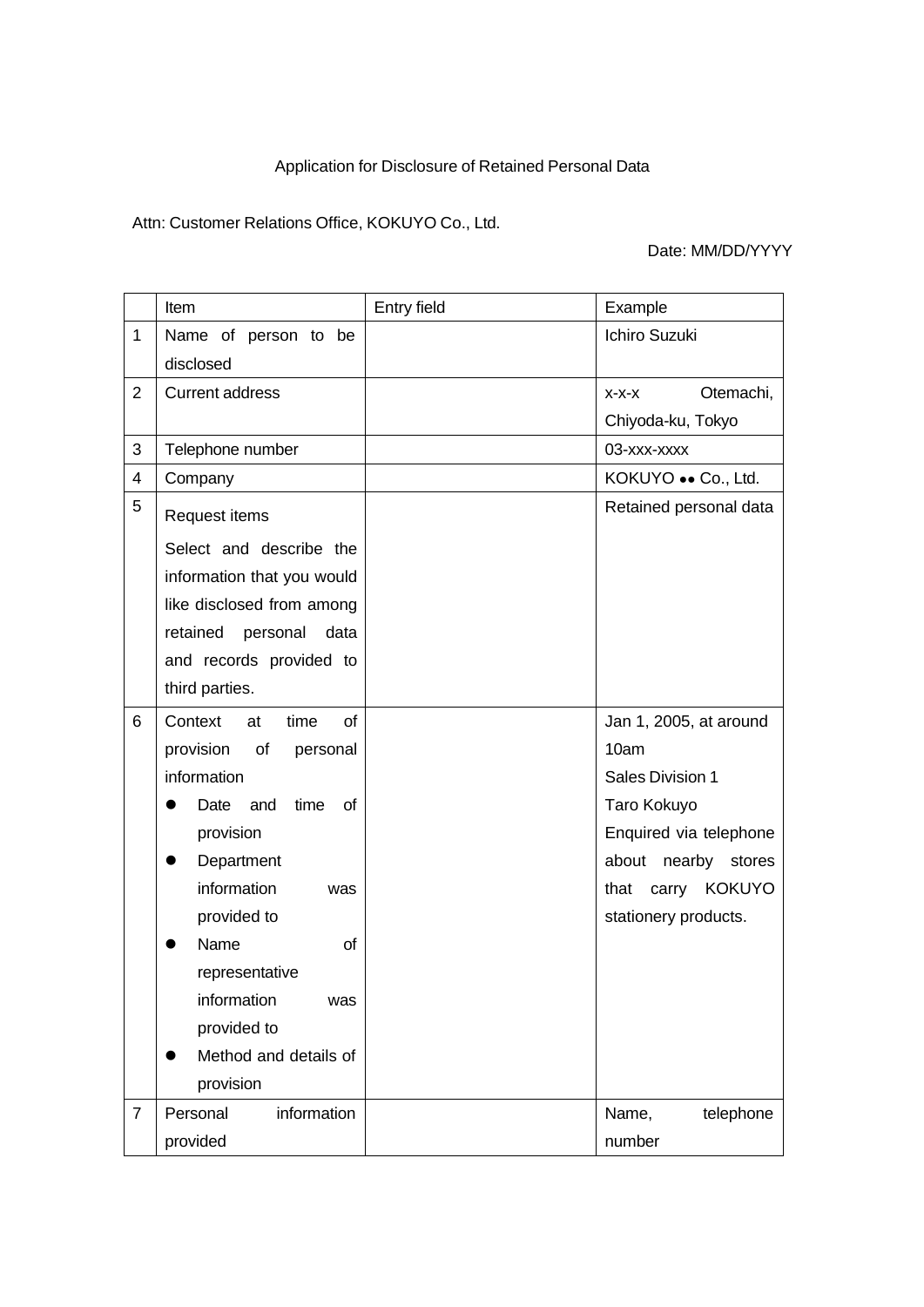Application for Disclosure of Retained Personal Data

Attn: Customer Relations Office, KOKUYO Co., Ltd.

Date: MM/DD/YYYY

| | Item | Entry field | Example |
|---|---|---|---|
| 1 | Name of person to be disclosed | | Ichiro Suzuki |
| 2 | Current address | | x-x-x Otemachi, Chiyoda-ku, Tokyo |
| 3 | Telephone number | | 03-xxx-xxxx |
| 4 | Company | | KOKUYO ●● Co., Ltd. |
| 5 | Request items<br>Select and describe the information that you would like disclosed from among retained personal data and records provided to third parties. | | Retained personal data |
| 6 | Context at time of provision of personal information<br>● Date and time of provision<br>● Department information was provided to<br>● Name of representative information was provided to<br>● Method and details of provision | | Jan 1, 2005, at around 10am<br>Sales Division 1<br>Taro Kokuyo<br>Enquired via telephone about nearby stores that carry KOKUYO stationery products. |
| 7 | Personal information provided | | Name, telephone number |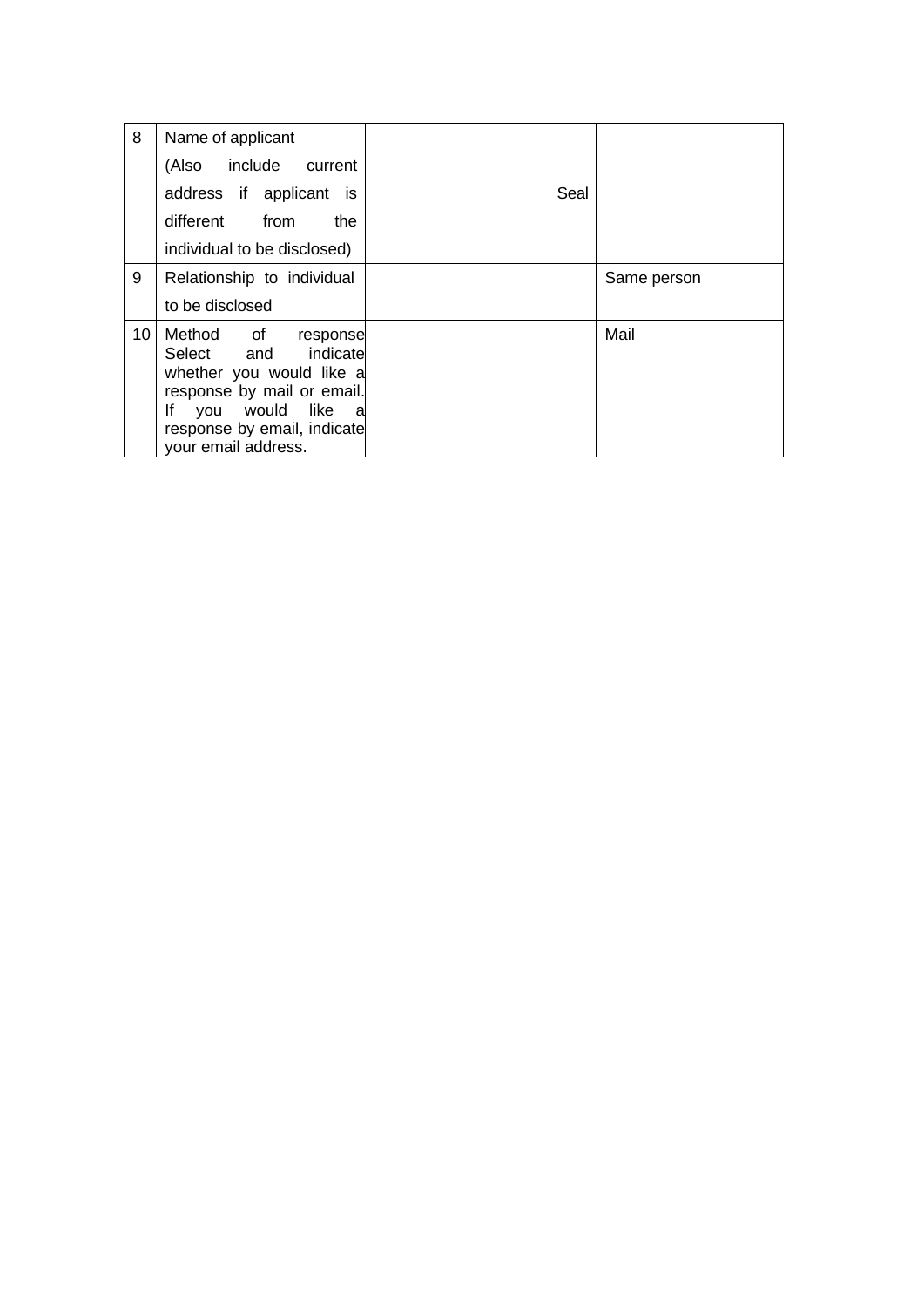| 8 | Name of applicant (Also include current address if applicant is different from the individual to be disclosed) | Seal | |
|---|---|---|---|
| 9 | Relationship to individual to be disclosed | | Same person |
| 10 | Method of response Select and indicate whether you would like a response by mail or email. If you would like a response by email, indicate your email address. | | Mail |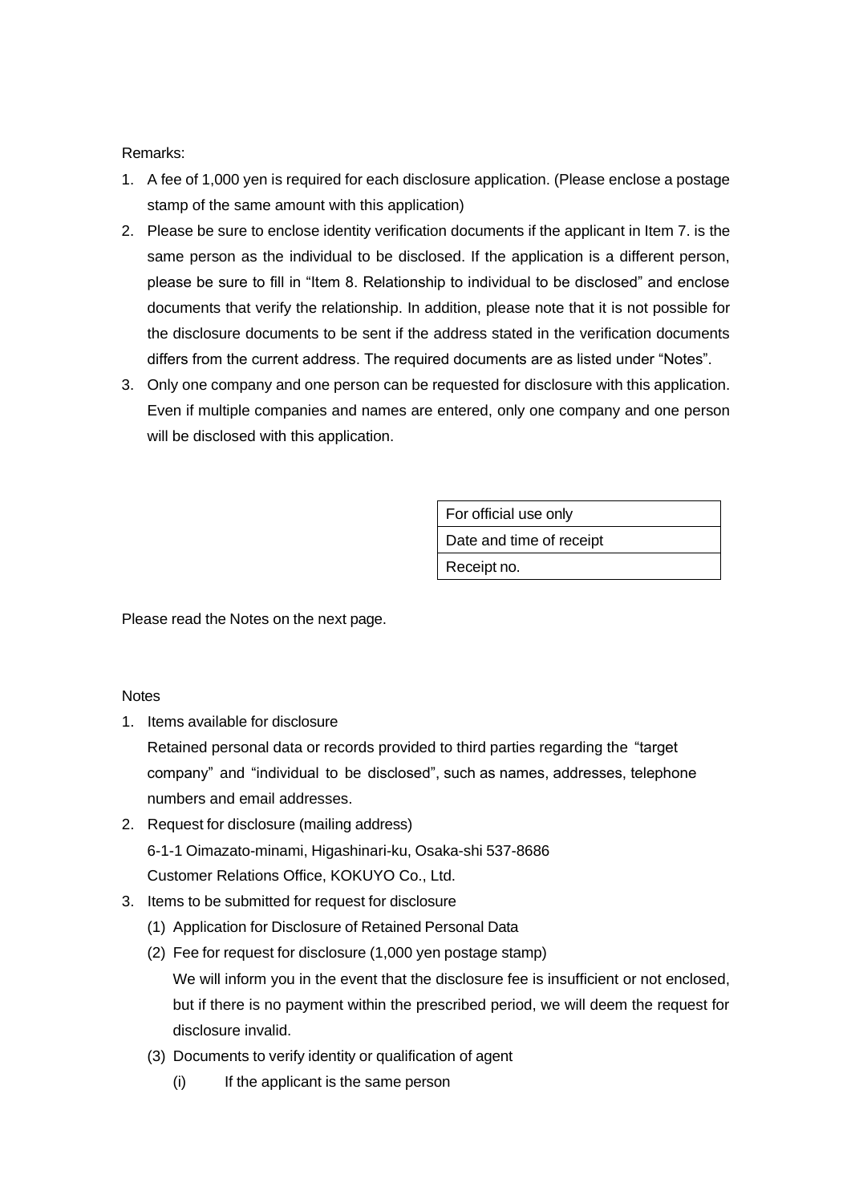Remarks:

1. A fee of 1,000 yen is required for each disclosure application. (Please enclose a postage stamp of the same amount with this application)
2. Please be sure to enclose identity verification documents if the applicant in Item 7. is the same person as the individual to be disclosed. If the application is a different person, please be sure to fill in "Item 8. Relationship to individual to be disclosed" and enclose documents that verify the relationship. In addition, please note that it is not possible for the disclosure documents to be sent if the address stated in the verification documents differs from the current address. The required documents are as listed under "Notes".
3. Only one company and one person can be requested for disclosure with this application. Even if multiple companies and names are entered, only one company and one person will be disclosed with this application.

| For official use only |
|---|
| Date and time of receipt |
| Receipt no. |

Please read the Notes on the next page.

Notes

1. Items available for disclosure
   Retained personal data or records provided to third parties regarding the "target company" and "individual to be disclosed", such as names, addresses, telephone numbers and email addresses.
2. Request for disclosure (mailing address)
   6-1-1 Oimazato-minami, Higashinari-ku, Osaka-shi 537-8686
   Customer Relations Office, KOKUYO Co., Ltd.
3. Items to be submitted for request for disclosure
   (1) Application for Disclosure of Retained Personal Data
   (2) Fee for request for disclosure (1,000 yen postage stamp)
   We will inform you in the event that the disclosure fee is insufficient or not enclosed, but if there is no payment within the prescribed period, we will deem the request for disclosure invalid.
   (3) Documents to verify identity or qualification of agent
      (i) If the applicant is the same person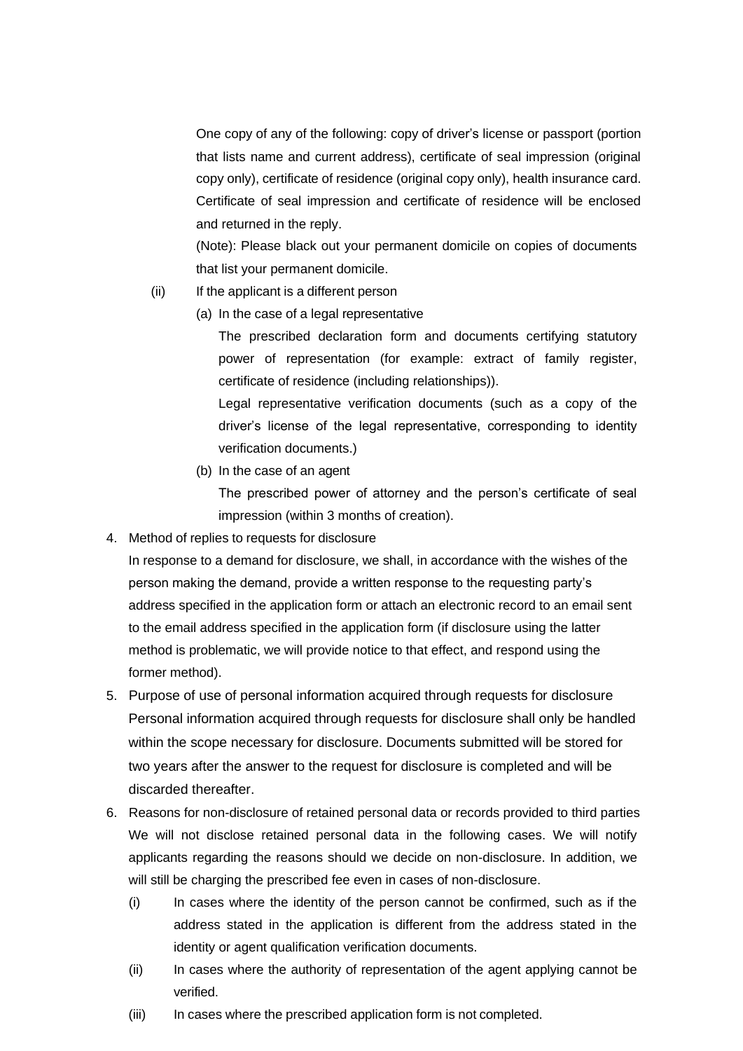One copy of any of the following: copy of driver's license or passport (portion that lists name and current address), certificate of seal impression (original copy only), certificate of residence (original copy only), health insurance card. Certificate of seal impression and certificate of residence will be enclosed and returned in the reply.

(Note): Please black out your permanent domicile on copies of documents that list your permanent domicile.

(ii) If the applicant is a different person

(a) In the case of a legal representative

The prescribed declaration form and documents certifying statutory power of representation (for example: extract of family register, certificate of residence (including relationships)).

Legal representative verification documents (such as a copy of the driver's license of the legal representative, corresponding to identity verification documents.)

(b) In the case of an agent

The prescribed power of attorney and the person's certificate of seal impression (within 3 months of creation).

4. Method of replies to requests for disclosure

In response to a demand for disclosure, we shall, in accordance with the wishes of the person making the demand, provide a written response to the requesting party's address specified in the application form or attach an electronic record to an email sent to the email address specified in the application form (if disclosure using the latter method is problematic, we will provide notice to that effect, and respond using the former method).

5. Purpose of use of personal information acquired through requests for disclosure

Personal information acquired through requests for disclosure shall only be handled within the scope necessary for disclosure. Documents submitted will be stored for two years after the answer to the request for disclosure is completed and will be discarded thereafter.

6. Reasons for non-disclosure of retained personal data or records provided to third parties

We will not disclose retained personal data in the following cases. We will notify applicants regarding the reasons should we decide on non-disclosure. In addition, we will still be charging the prescribed fee even in cases of non-disclosure.

(i) In cases where the identity of the person cannot be confirmed, such as if the address stated in the application is different from the address stated in the identity or agent qualification verification documents.

(ii) In cases where the authority of representation of the agent applying cannot be verified.

(iii) In cases where the prescribed application form is not completed.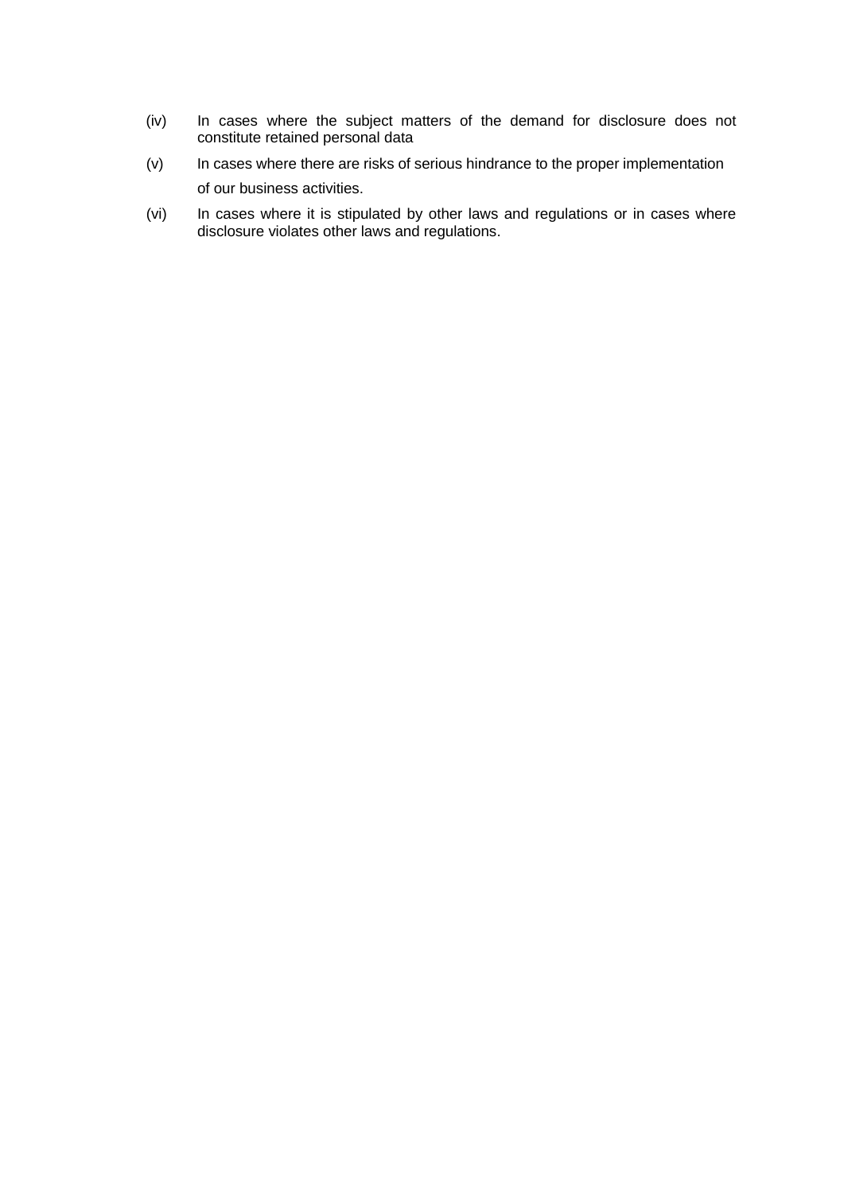(iv) In cases where the subject matters of the demand for disclosure does not constitute retained personal data

(v) In cases where there are risks of serious hindrance to the proper implementation of our business activities.

(vi) In cases where it is stipulated by other laws and regulations or in cases where disclosure violates other laws and regulations.